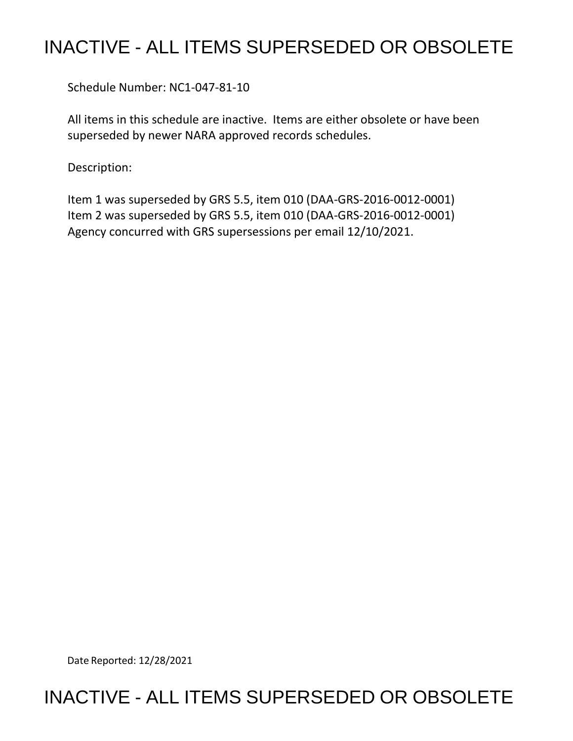# INACTIVE - ALL ITEMS SUPERSEDED OR OBSOLETE

Schedule Number: NC1-047-81-10

All items in this schedule are inactive. Items are either obsolete or have been superseded by newer NARA approved records schedules.

Description:

Item 1 was superseded by GRS 5.5, item 010 (DAA-GRS-2016-0012-0001)
Item 2 was superseded by GRS 5.5, item 010 (DAA-GRS-2016-0012-0001)
Agency concurred with GRS supersessions per email 12/10/2021.

Date Reported: 12/28/2021

# INACTIVE - ALL ITEMS SUPERSEDED OR OBSOLETE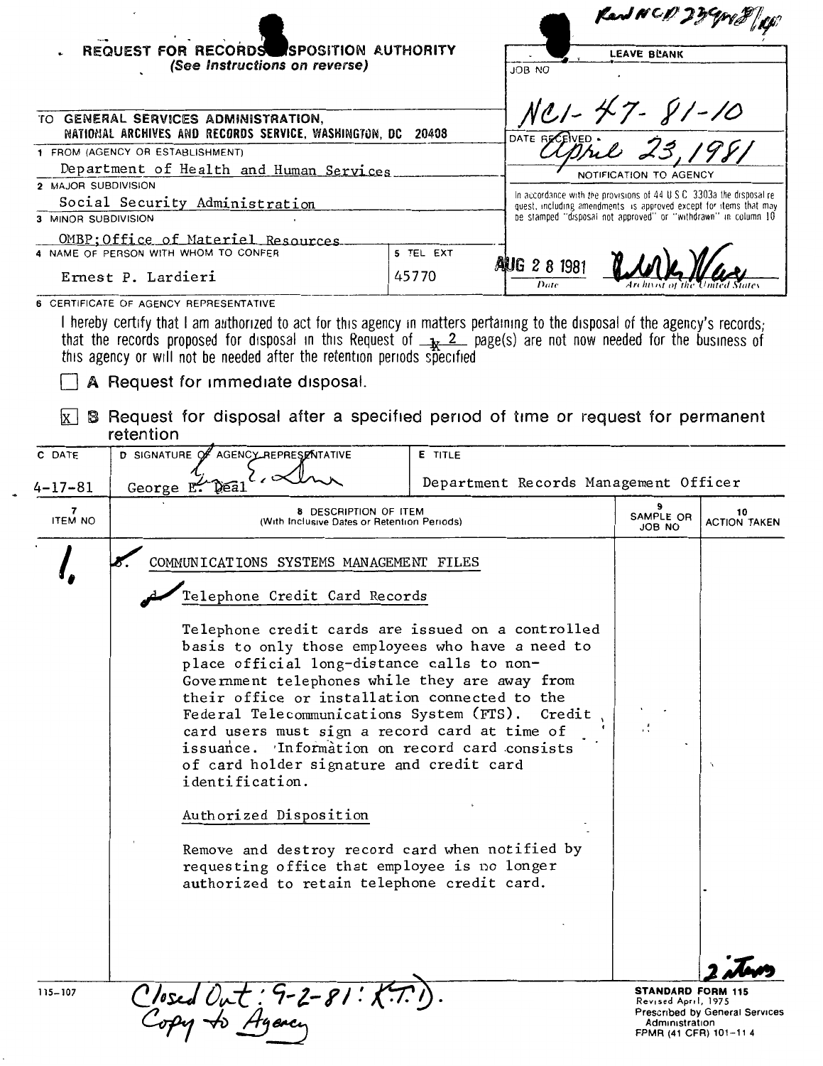Rev NCD 239 ... 

**REQUEST FOR RECORDS DISPOSITION AUTHORITY**
*(See Instructions on reverse)*

LEAVE BLANK

JOB NO

NC1-47-81-10

DATE RECEIVED

April 23, 1981

NOTIFICATION TO AGENCY

In accordance with the provisions of 44 U S C 3303a the disposal request, including amendments is approved except for items that may be stamped "disposal not approved" or "withdrawn" in column 10

AUG 28 1981

Date — Archivist of the United States

TO GENERAL SERVICES ADMINISTRATION, NATIONAL ARCHIVES AND RECORDS SERVICE, WASHINGTON, DC 20408

1 FROM (AGENCY OR ESTABLISHMENT)
Department of Health and Human Services

2 MAJOR SUBDIVISION
Social Security Administration

3 MINOR SUBDIVISION
OMBP; Office of Materiel Resources

4 NAME OF PERSON WITH WHOM TO CONFER
Ernest P. Lardieri

5 TEL EXT
45770

6 CERTIFICATE OF AGENCY REPRESENTATIVE

I hereby certify that I am authorized to act for this agency in matters pertaining to the disposal of the agency's records; that the records proposed for disposal in this Request of 2 page(s) are not now needed for the business of this agency or will not be needed after the retention periods specified

☐ A Request for immediate disposal.

☒ B Request for disposal after a specified period of time or request for permanent retention

| C DATE | D SIGNATURE OF AGENCY REPRESENTATIVE | E TITLE |
|---|---|---|
| 4-17-81 | George E. Deal | Department Records Management Officer |

| 7 ITEM NO | 8 DESCRIPTION OF ITEM (With Inclusive Dates or Retention Periods) | 9 SAMPLE OR JOB NO | 10 ACTION TAKEN |
|---|---|---|---|
| 1. | COMMUNICATIONS SYSTEMS MANAGEMENT FILES<br><br>Telephone Credit Card Records<br><br>Telephone credit cards are issued on a controlled basis to only those employees who have a need to place official long-distance calls to non-Government telephones while they are away from their office or installation connected to the Federal Telecommunications System (FTS). Credit card users must sign a record card at time of issuance. Information on record card consists of card holder signature and credit card identification.<br><br>Authorized Disposition<br><br>Remove and destroy record card when notified by requesting office that employee is no longer authorized to retain telephone credit card. | | |

2 items

Closed Out: 9-2-81: K.T.D.
Copy to Agency

115-107

**STANDARD FORM 115**
Revised April, 1975
Prescribed by General Services Administration
FPMR (41 CFR) 101-11 4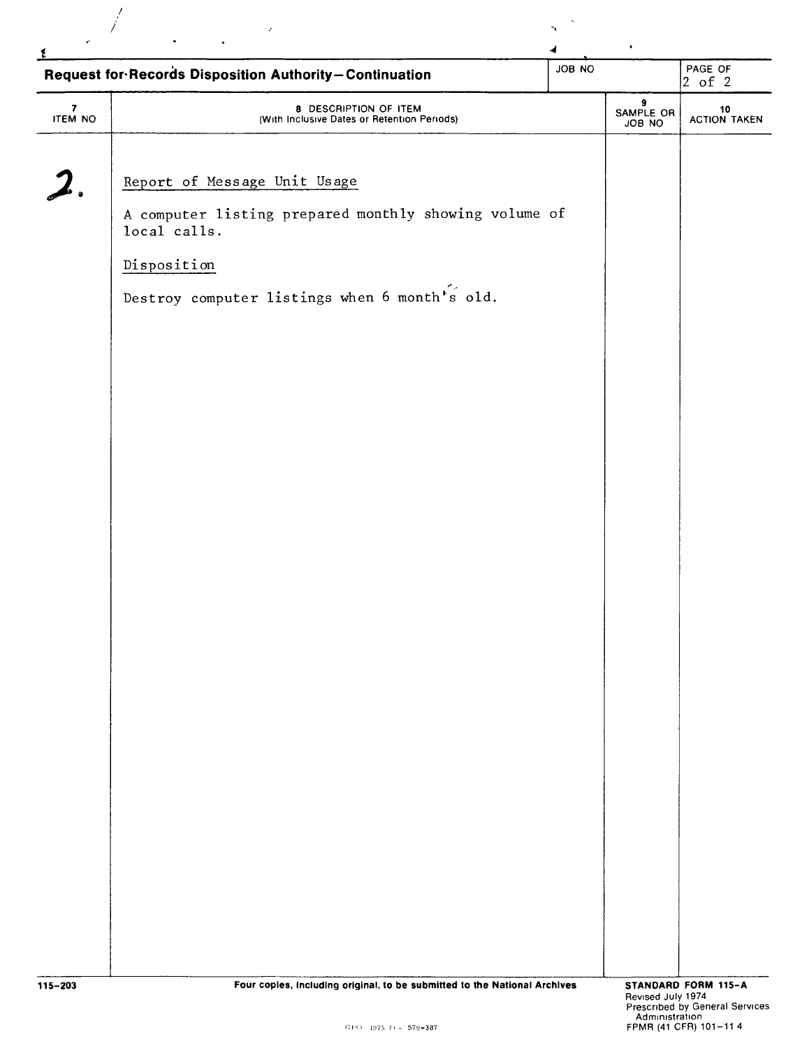## Request for Records Disposition Authority—Continuation

| JOB NO | PAGE OF |
|---|---|
| | 2 of 2 |

| 7 ITEM NO | 8 DESCRIPTION OF ITEM (With Inclusive Dates or Retention Periods) | 9 SAMPLE OR JOB NO | 10 ACTION TAKEN |
|---|---|---|---|
| 2. | Report of Message Unit Usage<br><br>A computer listing prepared monthly showing volume of local calls.<br><br>Disposition<br><br>Destroy computer listings when 6 month's old. | | |

115-203 Four copies, including original, to be submitted to the National Archives

STANDARD FORM 115-A
Revised July 1974
Prescribed by General Services Administration
FPMR (41 CFR) 101-11 4

GPO 1975 O - 579-387